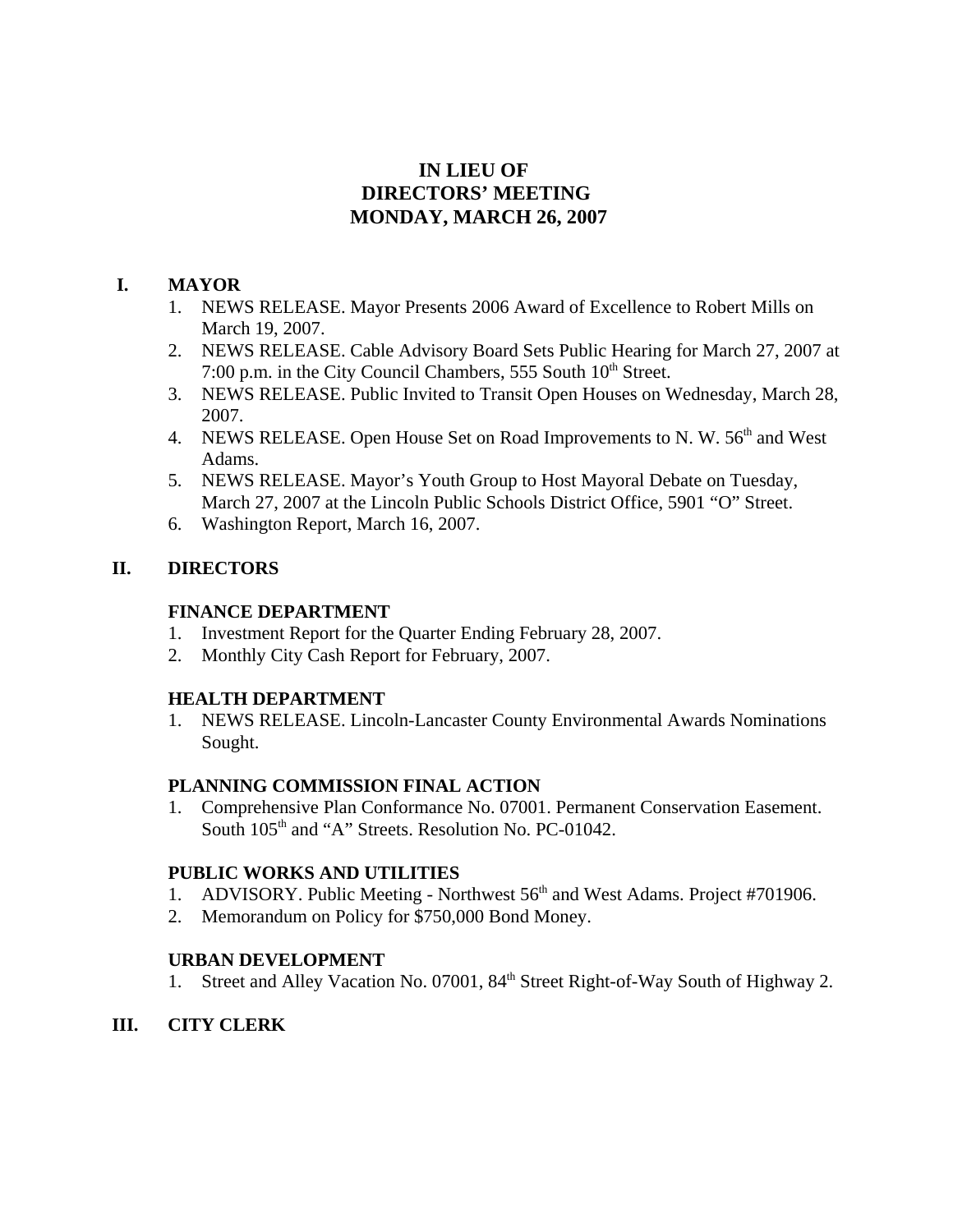# IN LIEU OF
# DIRECTORS' MEETING
# MONDAY, MARCH 26, 2007

## I. MAYOR

1. NEWS RELEASE. Mayor Presents 2006 Award of Excellence to Robert Mills on March 19, 2007.
2. NEWS RELEASE. Cable Advisory Board Sets Public Hearing for March 27, 2007 at 7:00 p.m. in the City Council Chambers, 555 South 10th Street.
3. NEWS RELEASE. Public Invited to Transit Open Houses on Wednesday, March 28, 2007.
4. NEWS RELEASE. Open House Set on Road Improvements to N. W. 56th and West Adams.
5. NEWS RELEASE. Mayor's Youth Group to Host Mayoral Debate on Tuesday, March 27, 2007 at the Lincoln Public Schools District Office, 5901 "O" Street.
6. Washington Report, March 16, 2007.

## II. DIRECTORS

### FINANCE DEPARTMENT

1. Investment Report for the Quarter Ending February 28, 2007.
2. Monthly City Cash Report for February, 2007.

### HEALTH DEPARTMENT

1. NEWS RELEASE. Lincoln-Lancaster County Environmental Awards Nominations Sought.

### PLANNING COMMISSION FINAL ACTION

1. Comprehensive Plan Conformance No. 07001. Permanent Conservation Easement. South 105th and "A" Streets. Resolution No. PC-01042.

### PUBLIC WORKS AND UTILITIES

1. ADVISORY. Public Meeting - Northwest 56th and West Adams. Project #701906.
2. Memorandum on Policy for $750,000 Bond Money.

### URBAN DEVELOPMENT

1. Street and Alley Vacation No. 07001, 84th Street Right-of-Way South of Highway 2.

## III. CITY CLERK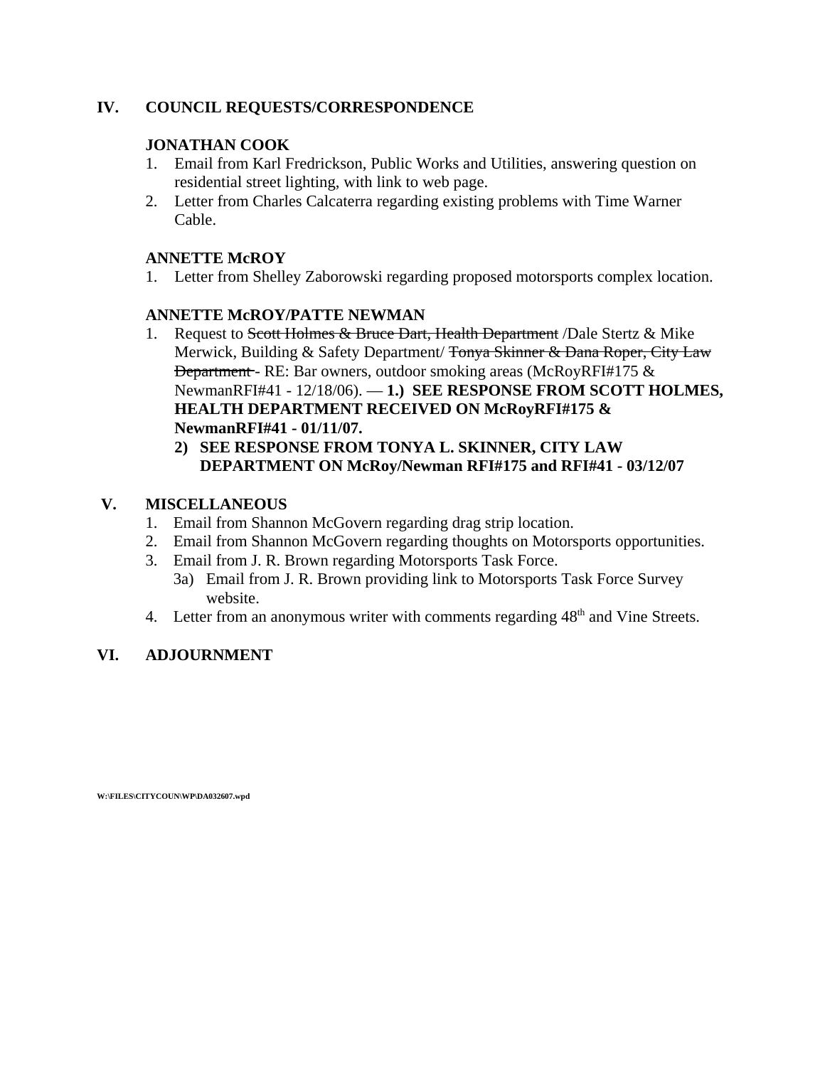## IV. COUNCIL REQUESTS/CORRESPONDENCE

**JONATHAN COOK**

1. Email from Karl Fredrickson, Public Works and Utilities, answering question on residential street lighting, with link to web page.
2. Letter from Charles Calcaterra regarding existing problems with Time Warner Cable.

**ANNETTE McROY**

1. Letter from Shelley Zaborowski regarding proposed motorsports complex location.

**ANNETTE McROY/PATTE NEWMAN**

1. Request to ~~Scott Holmes & Bruce Dart, Health Department~~ /Dale Stertz & Mike Merwick, Building & Safety Department/ ~~Tonya Skinner & Dana Roper, City Law Department~~ - RE: Bar owners, outdoor smoking areas (McRoyRFI#175 & NewmanRFI#41 - 12/18/06). — **1.) SEE RESPONSE FROM SCOTT HOLMES, HEALTH DEPARTMENT RECEIVED ON McRoyRFI#175 & NewmanRFI#41 - 01/11/07.**
   **2) SEE RESPONSE FROM TONYA L. SKINNER, CITY LAW DEPARTMENT ON McRoy/Newman RFI#175 and RFI#41 - 03/12/07**

## V. MISCELLANEOUS

1. Email from Shannon McGovern regarding drag strip location.
2. Email from Shannon McGovern regarding thoughts on Motorsports opportunities.
3. Email from J. R. Brown regarding Motorsports Task Force.
   3a) Email from J. R. Brown providing link to Motorsports Task Force Survey website.
4. Letter from an anonymous writer with comments regarding 48th and Vine Streets.

## VI. ADJOURNMENT

W:\FILES\CITYCOUN\WP\DA032607.wpd